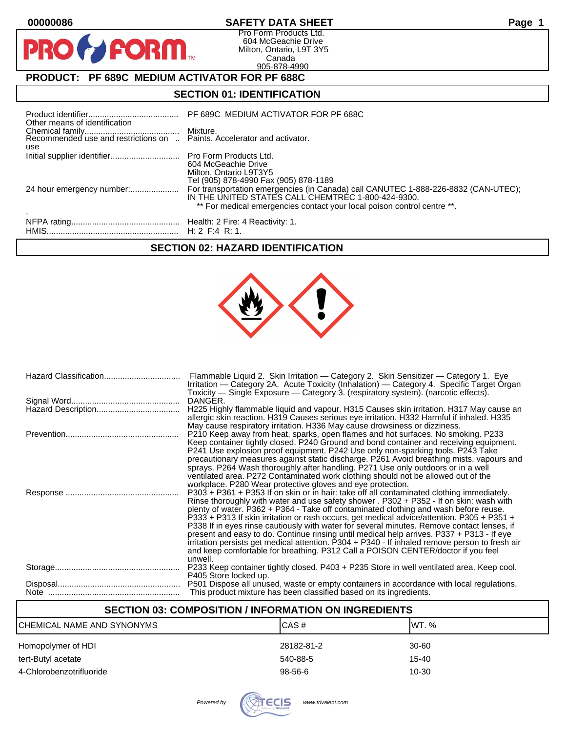00000086

# SAFETY DATA SHEET

Pro Form Products Ltd.
604 McGeachie Drive
Milton, Ontario, L9T 3Y5
Canada
905-878-4990

## PRODUCT: PF 689C MEDIUM ACTIVATOR FOR PF 688C

## SECTION 01: IDENTIFICATION

| | |
|---|---|
| Product identifier | PF 689C MEDIUM ACTIVATOR FOR PF 688C |
| Other means of identification | |
| Chemical family | Mixture. |
| Recommended use and restrictions on use | Paints. Accelerator and activator. |
| Initial supplier identifier | Pro Form Products Ltd. 604 McGeachie Drive Milton, Ontario L9T3Y5 Tel (905) 878-4990 Fax (905) 878-1189 |
| 24 hour emergency number: | For transportation emergencies (in Canada) call CANUTEC 1-888-226-8832 (CAN-UTEC); IN THE UNITED STATES CALL CHEMTREC 1-800-424-9300. ** For medical emergencies contact your local poison control centre **. |
| - | |
| NFPA rating | Health: 2 Fire: 4 Reactivity: 1. |
| HMIS | H: 2 F:4 R: 1. |

## SECTION 02: HAZARD IDENTIFICATION

| | |
|---|---|
| Hazard Classification | Flammable Liquid 2. Skin Irritation — Category 2. Skin Sensitizer — Category 1. Eye Irritation — Category 2A. Acute Toxicity (Inhalation) — Category 4. Specific Target Organ Toxicity — Single Exposure — Category 3. (respiratory system). (narcotic effects). |
| Signal Word | DANGER. |
| Hazard Description | H225 Highly flammable liquid and vapour. H315 Causes skin irritation. H317 May cause an allergic skin reaction. H319 Causes serious eye irritation. H332 Harmful if inhaled. H335 May cause respiratory irritation. H336 May cause drowsiness or dizziness. |
| Prevention | P210 Keep away from heat, sparks, open flames and hot surfaces. No smoking. P233 Keep container tightly closed. P240 Ground and bond container and receiving equipment. P241 Use explosion proof equipment. P242 Use only non-sparking tools. P243 Take precautionary measures against static discharge. P261 Avoid breathing mists, vapours and sprays. P264 Wash thoroughly after handling. P271 Use only outdoors or in a well ventilated area. P272 Contaminated work clothing should not be allowed out of the workplace. P280 Wear protective gloves and eye protection. |
| Response | P303 + P361 + P353 If on skin or in hair: take off all contaminated clothing immediately. Rinse thoroughly with water and use safety shower . P302 + P352 - If on skin: wash with plenty of water. P362 + P364 - Take off contaminated clothing and wash before reuse. P333 + P313 If skin irritation or rash occurs, get medical advice/attention. P305 + P351 + P338 If in eyes rinse cautiously with water for several minutes. Remove contact lenses, if present and easy to do. Continue rinsing until medical help arrives. P337 + P313 - If eye irritation persists get medical attention. P304 + P340 - If inhaled remove person to fresh air and keep comfortable for breathing. P312 Call a POISON CENTER/doctor if you feel unwell. |
| Storage | P233 Keep container tightly closed. P403 + P235 Store in well ventilated area. Keep cool. P405 Store locked up. |
| Disposal | P501 Dispose all unused, waste or empty containers in accordance with local regulations. |
| Note | This product mixture has been classified based on its ingredients. |

## SECTION 03: COMPOSITION / INFORMATION ON INGREDIENTS

| CHEMICAL NAME AND SYNONYMS | CAS # | WT. % |
|---|---|---|
| Homopolymer of HDI | 28182-81-2 | 30-60 |
| tert-Butyl acetate | 540-88-5 | 15-40 |
| 4-Chlorobenzotrifluoride | 98-56-6 | 10-30 |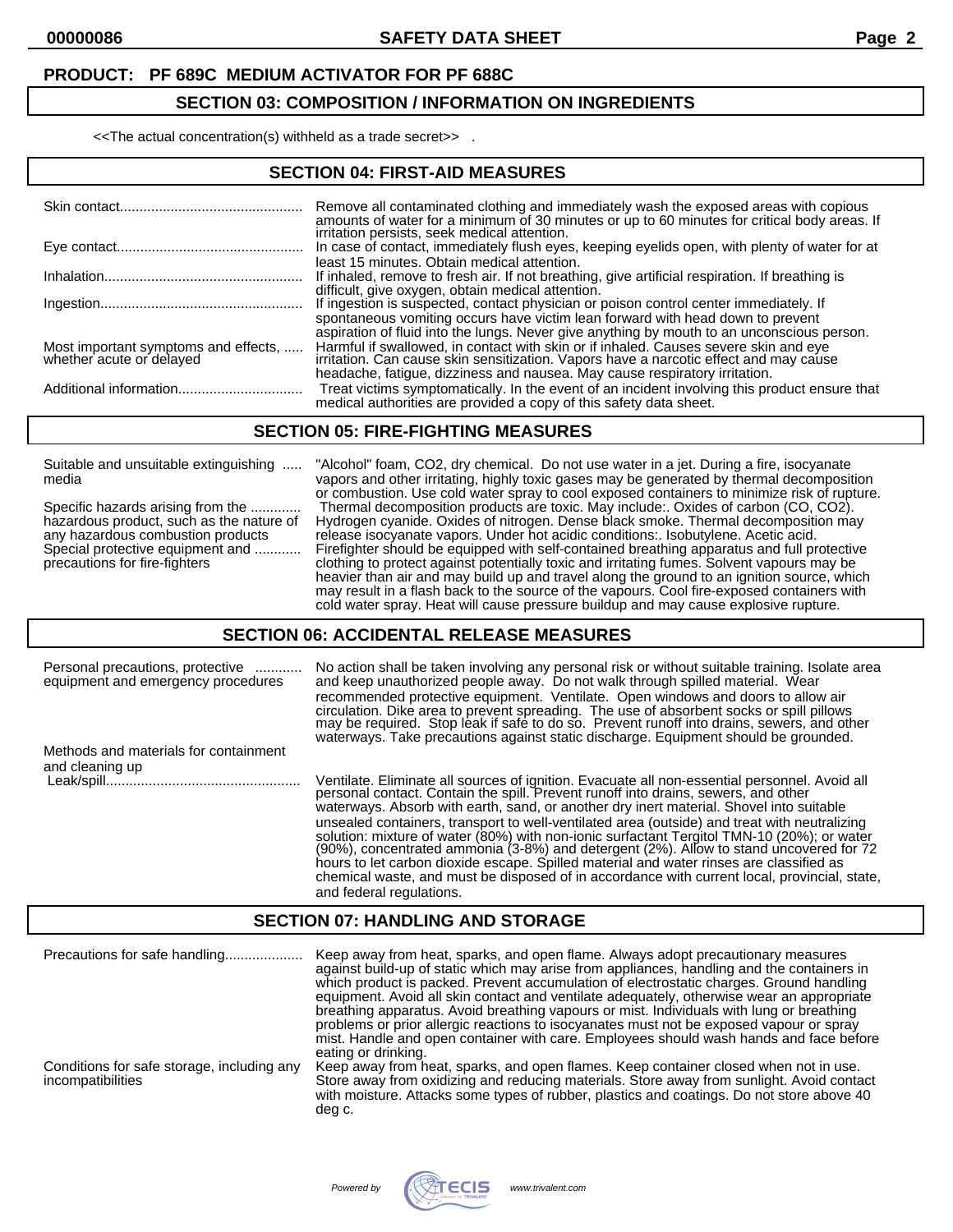**PRODUCT: PF 689C MEDIUM ACTIVATOR FOR PF 688C**

## SECTION 03: COMPOSITION / INFORMATION ON INGREDIENTS

<<The actual concentration(s) withheld as a trade secret>> .

## SECTION 04: FIRST-AID MEASURES

**Skin contact**: Remove all contaminated clothing and immediately wash the exposed areas with copious amounts of water for a minimum of 30 minutes or up to 60 minutes for critical body areas. If irritation persists, seek medical attention.

**Eye contact**: In case of contact, immediately flush eyes, keeping eyelids open, with plenty of water for at least 15 minutes. Obtain medical attention.

**Inhalation**: If inhaled, remove to fresh air. If not breathing, give artificial respiration. If breathing is difficult, give oxygen, obtain medical attention.

**Ingestion**: If ingestion is suspected, contact physician or poison control center immediately. If spontaneous vomiting occurs have victim lean forward with head down to prevent aspiration of fluid into the lungs. Never give anything by mouth to an unconscious person.

**Most important symptoms and effects, whether acute or delayed**: Harmful if swallowed, in contact with skin or if inhaled. Causes severe skin and eye irritation. Can cause skin sensitization. Vapors have a narcotic effect and may cause headache, fatigue, dizziness and nausea. May cause respiratory irritation.

**Additional information**: Treat victims symptomatically. In the event of an incident involving this product ensure that medical authorities are provided a copy of this safety data sheet.

## SECTION 05: FIRE-FIGHTING MEASURES

**Suitable and unsuitable extinguishing media**: "Alcohol" foam, $CO_2$, dry chemical. Do not use water in a jet. During a fire, isocyanate vapors and other irritating, highly toxic gases may be generated by thermal decomposition or combustion. Use cold water spray to cool exposed containers to minimize risk of rupture.

**Specific hazards arising from the hazardous product, such as the nature of any hazardous combustion products**: Thermal decomposition products are toxic. May include:. Oxides of carbon (CO, $CO_2$). Hydrogen cyanide. Oxides of nitrogen. Dense black smoke. Thermal decomposition may release isocyanate vapors. Under hot acidic conditions:. Isobutylene. Acetic acid.

**Special protective equipment and precautions for fire-fighters**: Firefighter should be equipped with self-contained breathing apparatus and full protective clothing to protect against potentially toxic and irritating fumes. Solvent vapours may be heavier than air and may build up and travel along the ground to an ignition source, which may result in a flash back to the source of the vapours. Cool fire-exposed containers with cold water spray. Heat will cause pressure buildup and may cause explosive rupture.

## SECTION 06: ACCIDENTAL RELEASE MEASURES

**Personal precautions, protective equipment and emergency procedures**: No action shall be taken involving any personal risk or without suitable training. Isolate area and keep unauthorized people away. Do not walk through spilled material. Wear recommended protective equipment. Ventilate. Open windows and doors to allow air circulation. Dike area to prevent spreading. The use of absorbent socks or spill pillows may be required. Stop leak if safe to do so. Prevent runoff into drains, sewers, and other waterways. Take precautions against static discharge. Equipment should be grounded.

**Methods and materials for containment and cleaning up**

**Leak/spill**: Ventilate. Eliminate all sources of ignition. Evacuate all non-essential personnel. Avoid all personal contact. Contain the spill. Prevent runoff into drains, sewers, and other waterways. Absorb with earth, sand, or another dry inert material. Shovel into suitable unsealed containers, transport to well-ventilated area (outside) and treat with neutralizing solution: mixture of water (80%) with non-ionic surfactant Tergitol TMN-10 (20%); or water (90%), concentrated ammonia (3-8%) and detergent (2%). Allow to stand uncovered for 72 hours to let carbon dioxide escape. Spilled material and water rinses are classified as chemical waste, and must be disposed of in accordance with current local, provincial, state, and federal regulations.

## SECTION 07: HANDLING AND STORAGE

**Precautions for safe handling**: Keep away from heat, sparks, and open flame. Always adopt precautionary measures against build-up of static which may arise from appliances, handling and the containers in which product is packed. Prevent accumulation of electrostatic charges. Ground handling equipment. Avoid all skin contact and ventilate adequately, otherwise wear an appropriate breathing apparatus. Avoid breathing vapours or mist. Individuals with lung or breathing problems or prior allergic reactions to isocyanates must not be exposed vapour or spray mist. Handle and open container with care. Employees should wash hands and face before eating or drinking.

**Conditions for safe storage, including any incompatibilities**: Keep away from heat, sparks, and open flames. Keep container closed when not in use. Store away from oxidizing and reducing materials. Store away from sunlight. Avoid contact with moisture. Attacks some types of rubber, plastics and coatings. Do not store above 40 deg c.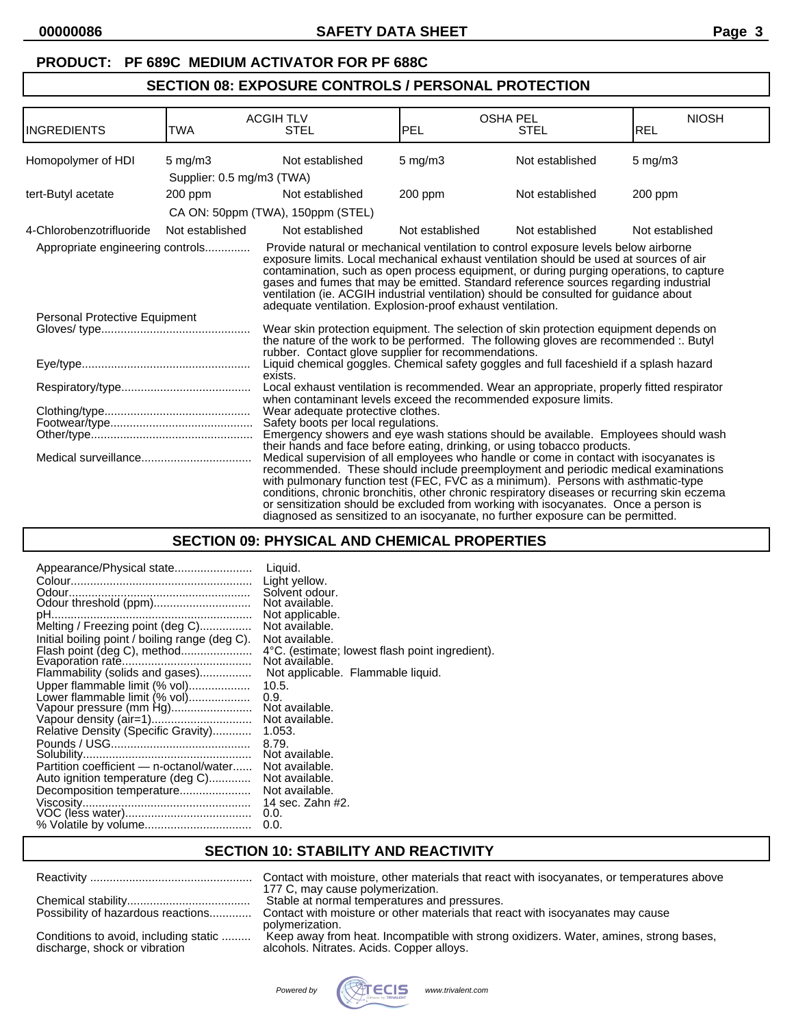**PRODUCT: PF 689C MEDIUM ACTIVATOR FOR PF 688C**

## SECTION 08: EXPOSURE CONTROLS / PERSONAL PROTECTION

| INGREDIENTS | ACGIH TLV TWA | ACGIH TLV STEL | OSHA PEL PEL | OSHA PEL STEL | NIOSH REL |
|---|---|---|---|---|---|
| Homopolymer of HDI | 5 mg/m3 | Not established | 5 mg/m3 | Not established | 5 mg/m3 |
| | Supplier: 0.5 mg/m3 (TWA) | | | | |
| tert-Butyl acetate | 200 ppm | Not established | 200 ppm | Not established | 200 ppm |
| | CA ON: 50ppm (TWA), 150ppm (STEL) | | | | |
| 4-Chlorobenzotrifluoride | Not established | Not established | Not established | Not established | Not established |

Appropriate engineering controls............. Provide natural or mechanical ventilation to control exposure levels below airborne exposure limits. Local mechanical exhaust ventilation should be used at sources of air contamination, such as open process equipment, or during purging operations, to capture gases and fumes that may be emitted. Standard reference sources regarding industrial ventilation (ie. ACGIH industrial ventilation) should be consulted for guidance about adequate ventilation. Explosion-proof exhaust ventilation.

Personal Protective Equipment

Gloves/ type............................................. Wear skin protection equipment. The selection of skin protection equipment depends on the nature of the work to be performed. The following gloves are recommended :. Butyl rubber. Contact glove supplier for recommendations.

Eye/type.................................................... Liquid chemical goggles. Chemical safety goggles and full faceshield if a splash hazard exists.

Respiratory/type....................................... Local exhaust ventilation is recommended. Wear an appropriate, properly fitted respirator when contaminant levels exceed the recommended exposure limits.

Clothing/type............................................ Wear adequate protective clothes.

Footwear/type........................................... Safety boots per local regulations.

Other/type................................................. Emergency showers and eye wash stations should be available. Employees should wash their hands and face before eating, drinking, or using tobacco products.

Medical surveillance................................. Medical supervision of all employees who handle or come in contact with isocyanates is recommended. These should include preemployment and periodic medical examinations with pulmonary function test (FEC, FVC as a minimum). Persons with asthmatic-type conditions, chronic bronchitis, other chronic respiratory diseases or recurring skin eczema or sensitization should be excluded from working with isocyanates. Once a person is diagnosed as sensitized to an isocyanate, no further exposure can be permitted.

## SECTION 09: PHYSICAL AND CHEMICAL PROPERTIES

| Property | Value |
|---|---|
| Appearance/Physical state | Liquid. |
| Colour | Light yellow. |
| Odour | Solvent odour. |
| Odour threshold (ppm) | Not available. |
| pH | Not applicable. |
| Melting / Freezing point (deg C) | Not available. |
| Initial boiling point / boiling range (deg C). | Not available. |
| Flash point (deg C), method | 4°C. (estimate; lowest flash point ingredient). |
| Evaporation rate | Not available. |
| Flammability (solids and gases) | Not applicable. Flammable liquid. |
| Upper flammable limit (% vol) | 10.5. |
| Lower flammable limit (% vol) | 0.9. |
| Vapour pressure (mm Hg) | Not available. |
| Vapour density (air=1) | Not available. |
| Relative Density (Specific Gravity) | 1.053. |
| Pounds / USG | 8.79. |
| Solubility | Not available. |
| Partition coefficient — n-octanol/water | Not available. |
| Auto ignition temperature (deg C) | Not available. |
| Decomposition temperature | Not available. |
| Viscosity | 14 sec. Zahn #2. |
| VOC (less water) | 0.0. |
| % Volatile by volume | 0.0. |

## SECTION 10: STABILITY AND REACTIVITY

Reactivity .................................................. Contact with moisture, other materials that react with isocyanates, or temperatures above 177 C, may cause polymerization.

Chemical stability...................................... Stable at normal temperatures and pressures.

Possibility of hazardous reactions............. Contact with moisture or other materials that react with isocyanates may cause polymerization.

Conditions to avoid, including static discharge, shock or vibration ......... Keep away from heat. Incompatible with strong oxidizers. Water, amines, strong bases, alcohols. Nitrates. Acids. Copper alloys.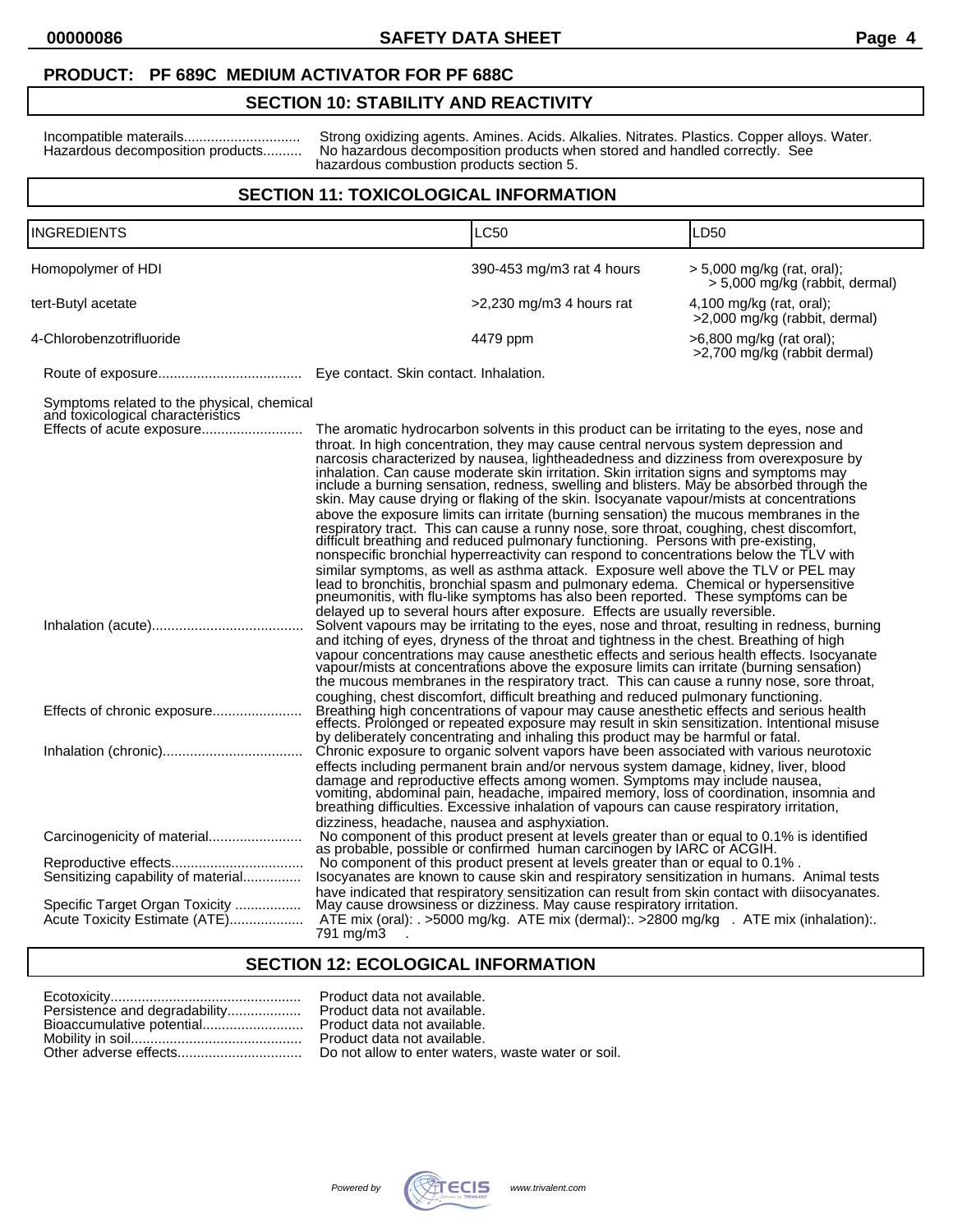**PRODUCT: PF 689C MEDIUM ACTIVATOR FOR PF 688C**

## SECTION 10: STABILITY AND REACTIVITY

Incompatible materails.............................. Strong oxidizing agents. Amines. Acids. Alkalies. Nitrates. Plastics. Copper alloys. Water.

Hazardous decomposition products.......... No hazardous decomposition products when stored and handled correctly. See hazardous combustion products section 5.

## SECTION 11: TOXICOLOGICAL INFORMATION

| INGREDIENTS | LC50 | LD50 |
|---|---|---|
| Homopolymer of HDI | 390-453 mg/m3 rat 4 hours | > 5,000 mg/kg (rat, oral); > 5,000 mg/kg (rabbit, dermal) |
| tert-Butyl acetate | >2,230 mg/m3 4 hours rat | 4,100 mg/kg (rat, oral); >2,000 mg/kg (rabbit, dermal) |
| 4-Chlorobenzotrifluoride | 4479 ppm | >6,800 mg/kg (rat oral); >2,700 mg/kg (rabbit dermal) |

Route of exposure..................................... Eye contact. Skin contact. Inhalation.

Symptoms related to the physical, chemical and toxicological characteristics

Effects of acute exposure.......................... The aromatic hydrocarbon solvents in this product can be irritating to the eyes, nose and throat. In high concentration, they may cause central nervous system depression and narcosis characterized by nausea, lightheadedness and dizziness from overexposure by inhalation. Can cause moderate skin irritation. Skin irritation signs and symptoms may include a burning sensation, redness, swelling and blisters. May be absorbed through the skin. May cause drying or flaking of the skin. Isocyanate vapour/mists at concentrations above the exposure limits can irritate (burning sensation) the mucous membranes in the respiratory tract. This can cause a runny nose, sore throat, coughing, chest discomfort, difficult breathing and reduced pulmonary functioning. Persons with pre-existing, nonspecific bronchial hyperreactivity can respond to concentrations below the TLV with similar symptoms, as well as asthma attack. Exposure well above the TLV or PEL may lead to bronchitis, bronchial spasm and pulmonary edema. Chemical or hypersensitive pneumonitis, with flu-like symptoms has also been reported. These symptoms can be delayed up to several hours after exposure. Effects are usually reversible.

Inhalation (acute)....................................... Solvent vapours may be irritating to the eyes, nose and throat, resulting in redness, burning and itching of eyes, dryness of the throat and tightness in the chest. Breathing of high vapour concentrations may cause anesthetic effects and serious health effects. Isocyanate vapour/mists at concentrations above the exposure limits can irritate (burning sensation) the mucous membranes in the respiratory tract. This can cause a runny nose, sore throat, coughing, chest discomfort, difficult breathing and reduced pulmonary functioning.

Effects of chronic exposure....................... Breathing high concentrations of vapour may cause anesthetic effects and serious health effects. Prolonged or repeated exposure may result in skin sensitization. Intentional misuse by deliberately concentrating and inhaling this product may be harmful or fatal.

Inhalation (chronic).................................... Chronic exposure to organic solvent vapors have been associated with various neurotoxic effects including permanent brain and/or nervous system damage, kidney, liver, blood damage and reproductive effects among women. Symptoms may include nausea, vomiting, abdominal pain, headache, impaired memory, loss of coordination, insomnia and breathing difficulties. Excessive inhalation of vapours can cause respiratory irritation, dizziness, headache, nausea and asphyxiation.

Carcinogenicity of material........................ No component of this product present at levels greater than or equal to 0.1% is identified as probable, possible or confirmed human carcinogen by IARC or ACGIH.

Reproductive effects.................................. No component of this product present at levels greater than or equal to 0.1% .

Sensitizing capability of material............... Isocyanates are known to cause skin and respiratory sensitization in humans. Animal tests have indicated that respiratory sensitization can result from skin contact with diisocyanates.

Specific Target Organ Toxicity ................. May cause drowsiness or dizziness. May cause respiratory irritation.

Acute Toxicity Estimate (ATE)................... ATE mix (oral): . >5000 mg/kg. ATE mix (dermal):. >2800 mg/kg . ATE mix (inhalation):. 791 mg/m3 .

## SECTION 12: ECOLOGICAL INFORMATION

Ecotoxicity................................................. Product data not available.

Persistence and degradability................... Product data not available.

Bioaccumulative potential.......................... Product data not available.

Mobility in soil............................................ Product data not available.

Other adverse effects................................ Do not allow to enter waters, waste water or soil.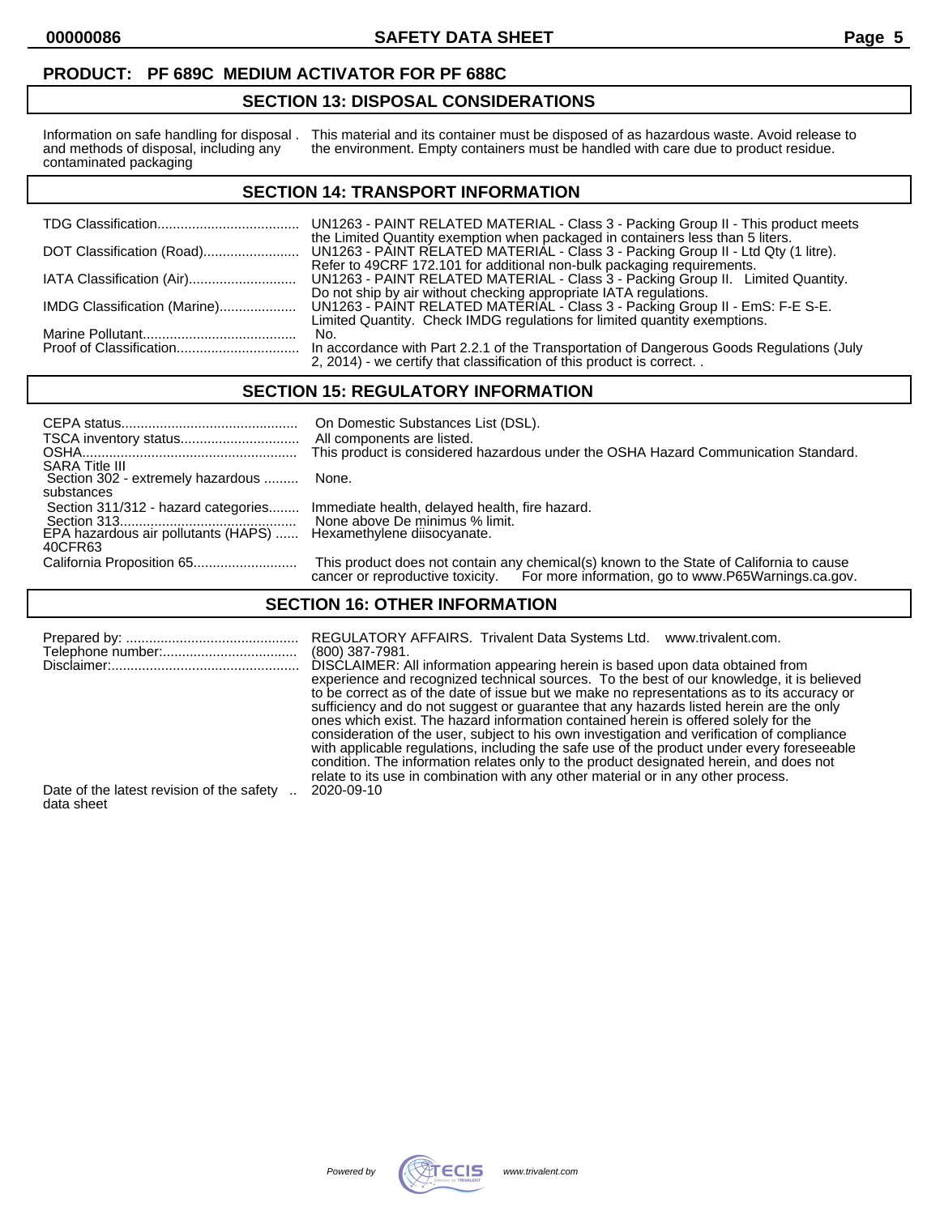**PRODUCT: PF 689C MEDIUM ACTIVATOR FOR PF 688C**

## SECTION 13: DISPOSAL CONSIDERATIONS

| | |
|---|---|
| Information on safe handling for disposal and methods of disposal, including any contaminated packaging | This material and its container must be disposed of as hazardous waste. Avoid release to the environment. Empty containers must be handled with care due to product residue. |

## SECTION 14: TRANSPORT INFORMATION

| | |
|---|---|
| TDG Classification | UN1263 - PAINT RELATED MATERIAL - Class 3 - Packing Group II - This product meets the Limited Quantity exemption when packaged in containers less than 5 liters. |
| DOT Classification (Road) | UN1263 - PAINT RELATED MATERIAL - Class 3 - Packing Group II - Ltd Qty (1 litre). Refer to 49CRF 172.101 for additional non-bulk packaging requirements. |
| IATA Classification (Air) | UN1263 - PAINT RELATED MATERIAL - Class 3 - Packing Group II. Limited Quantity. Do not ship by air without checking appropriate IATA regulations. |
| IMDG Classification (Marine) | UN1263 - PAINT RELATED MATERIAL - Class 3 - Packing Group II - EmS: F-E S-E. Limited Quantity. Check IMDG regulations for limited quantity exemptions. |
| Marine Pollutant | No. |
| Proof of Classification | In accordance with Part 2.2.1 of the Transportation of Dangerous Goods Regulations (July 2, 2014) - we certify that classification of this product is correct. . |

## SECTION 15: REGULATORY INFORMATION

| | |
|---|---|
| CEPA status | On Domestic Substances List (DSL). |
| TSCA inventory status | All components are listed. |
| OSHA | This product is considered hazardous under the OSHA Hazard Communication Standard. |
| SARA Title III | |
| Section 302 - extremely hazardous substances | None. |
| Section 311/312 - hazard categories | Immediate health, delayed health, fire hazard. |
| Section 313 | None above De minimus % limit. |
| EPA hazardous air pollutants (HAPS) 40CFR63 | Hexamethylene diisocyanate. |
| California Proposition 65 | This product does not contain any chemical(s) known to the State of California to cause cancer or reproductive toxicity. For more information, go to www.P65Warnings.ca.gov. |

## SECTION 16: OTHER INFORMATION

| | |
|---|---|
| Prepared by: | REGULATORY AFFAIRS. Trivalent Data Systems Ltd. www.trivalent.com. |
| Telephone number: | (800) 387-7981. |
| Disclaimer: | DISCLAIMER: All information appearing herein is based upon data obtained from experience and recognized technical sources. To the best of our knowledge, it is believed to be correct as of the date of issue but we make no representations as to its accuracy or sufficiency and do not suggest or guarantee that any hazards listed herein are the only ones which exist. The hazard information contained herein is offered solely for the consideration of the user, subject to his own investigation and verification of compliance with applicable regulations, including the safe use of the product under every foreseeable condition. The information relates only to the product designated herein, and does not relate to its use in combination with any other material or in any other process. |
| Date of the latest revision of the safety data sheet | 2020-09-10 |